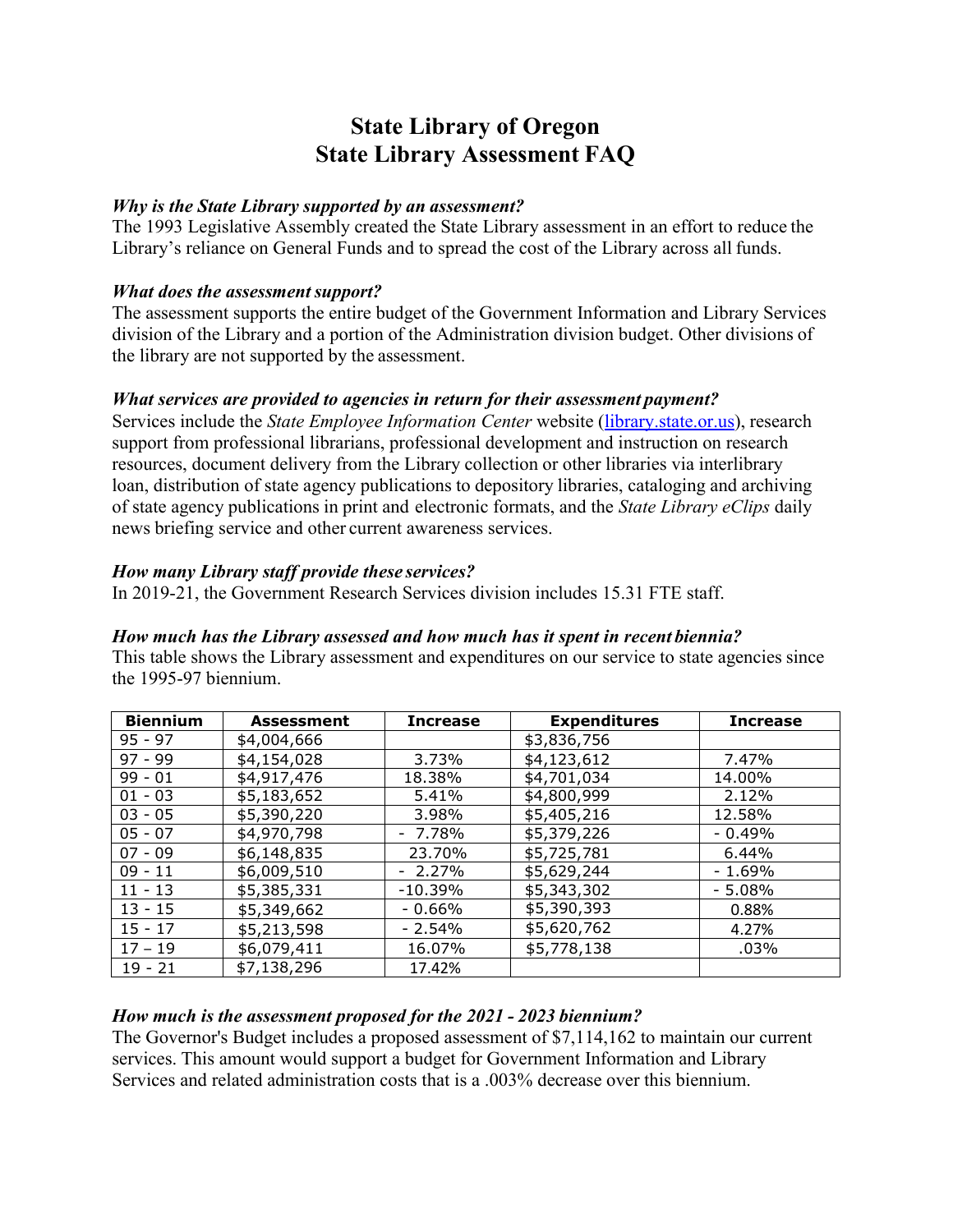# State Library of Oregon
# State Library Assessment FAQ

***Why is the State Library supported by an assessment?***

The 1993 Legislative Assembly created the State Library assessment in an effort to reduce the Library's reliance on General Funds and to spread the cost of the Library across all funds.

***What does the assessment support?***

The assessment supports the entire budget of the Government Information and Library Services division of the Library and a portion of the Administration division budget. Other divisions of the library are not supported by the assessment.

***What services are provided to agencies in return for their assessment payment?***

Services include the *State Employee Information Center* website ([library.state.or.us](library.state.or.us)), research support from professional librarians, professional development and instruction on research resources, document delivery from the Library collection or other libraries via interlibrary loan, distribution of state agency publications to depository libraries, cataloging and archiving of state agency publications in print and electronic formats, and the *State Library eClips* daily news briefing service and other current awareness services.

***How many Library staff provide these services?***

In 2019-21, the Government Research Services division includes 15.31 FTE staff.

***How much has the Library assessed and how much has it spent in recent biennia?***

This table shows the Library assessment and expenditures on our service to state agencies since the 1995-97 biennium.

| Biennium | Assessment | Increase | Expenditures | Increase |
|---|---|---|---|---|
| 95 - 97 | $4,004,666 | | $3,836,756 | |
| 97 - 99 | $4,154,028 | 3.73% | $4,123,612 | 7.47% |
| 99 - 01 | $4,917,476 | 18.38% | $4,701,034 | 14.00% |
| 01 - 03 | $5,183,652 | 5.41% | $4,800,999 | 2.12% |
| 03 - 05 | $5,390,220 | 3.98% | $5,405,216 | 12.58% |
| 05 - 07 | $4,970,798 | - 7.78% | $5,379,226 | - 0.49% |
| 07 - 09 | $6,148,835 | 23.70% | $5,725,781 | 6.44% |
| 09 - 11 | $6,009,510 | - 2.27% | $5,629,244 | - 1.69% |
| 11 - 13 | $5,385,331 | -10.39% | $5,343,302 | - 5.08% |
| 13 - 15 | $5,349,662 | - 0.66% | $5,390,393 | 0.88% |
| 15 - 17 | $5,213,598 | - 2.54% | $5,620,762 | 4.27% |
| 17 – 19 | $6,079,411 | 16.07% | $5,778,138 | .03% |
| 19 - 21 | $7,138,296 | 17.42% | | |

***How much is the assessment proposed for the 2021 - 2023 biennium?***

The Governor's Budget includes a proposed assessment of $7,114,162 to maintain our current services. This amount would support a budget for Government Information and Library Services and related administration costs that is a .003% decrease over this biennium.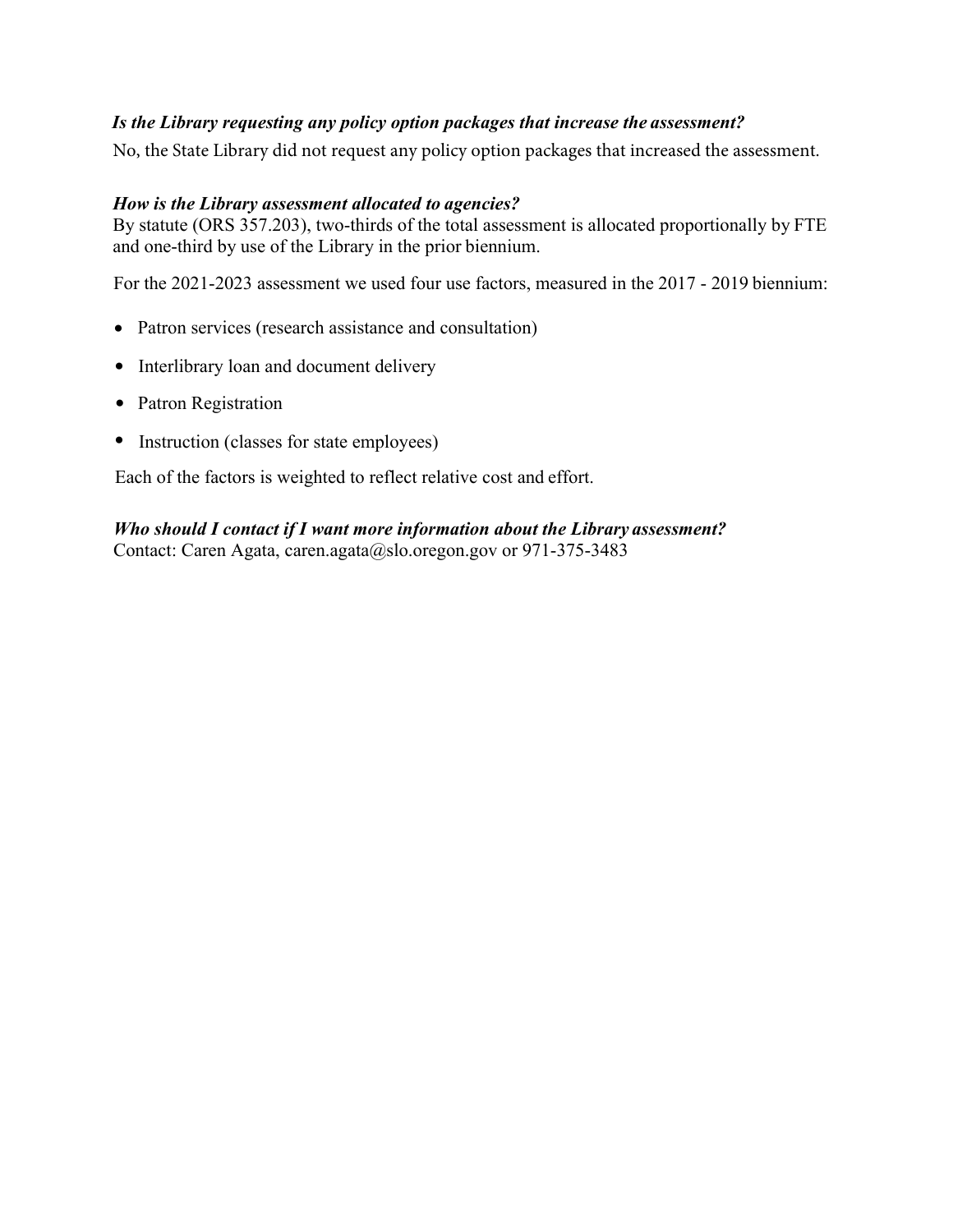***Is the Library requesting any policy option packages that increase the assessment?***

No, the State Library did not request any policy option packages that increased the assessment.

***How is the Library assessment allocated to agencies?***

By statute (ORS 357.203), two-thirds of the total assessment is allocated proportionally by FTE and one-third by use of the Library in the prior biennium.

For the 2021-2023 assessment we used four use factors, measured in the 2017 - 2019 biennium:

- Patron services (research assistance and consultation)
- Interlibrary loan and document delivery
- Patron Registration
- Instruction (classes for state employees)

Each of the factors is weighted to reflect relative cost and effort.

***Who should I contact if I want more information about the Library assessment?***

Contact: Caren Agata, caren.agata@slo.oregon.gov or 971-375-3483